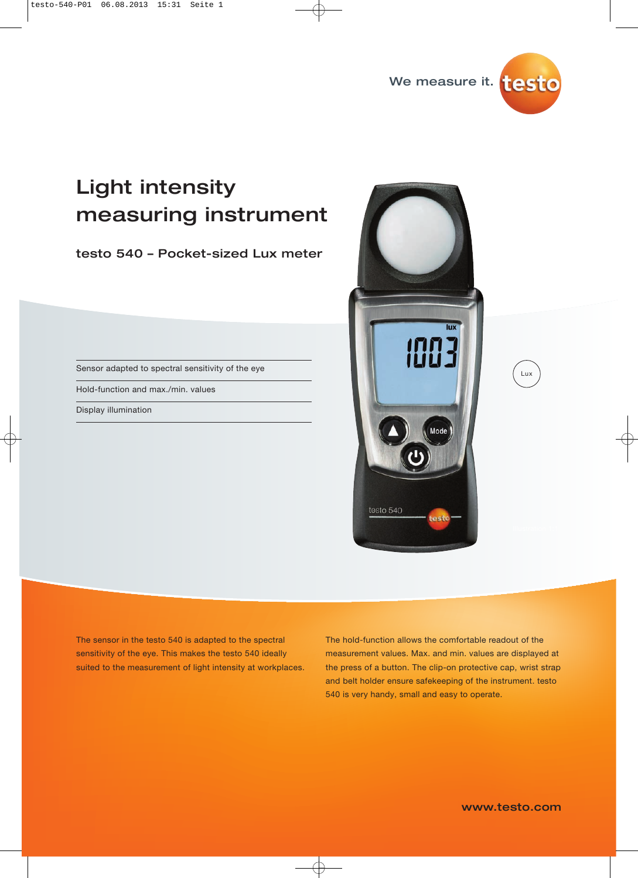We measure it.

# Light intensity measuring instrument

## testo 540 – Pocket-sized Lux meter

- Sensor adapted to spectral sensitivity of the eye
- Hold-function and max./min. values
- Display illumination

Lux

The sensor in the testo 540 is adapted to the spectral sensitivity of the eye. This makes the testo 540 ideally suited to the measurement of light intensity at workplaces.

The hold-function allows the comfortable readout of the measurement values. Max. and min. values are displayed at the press of a button. The clip-on protective cap, wrist strap and belt holder ensure safekeeping of the instrument. testo 540 is very handy, small and easy to operate.

www.testo.com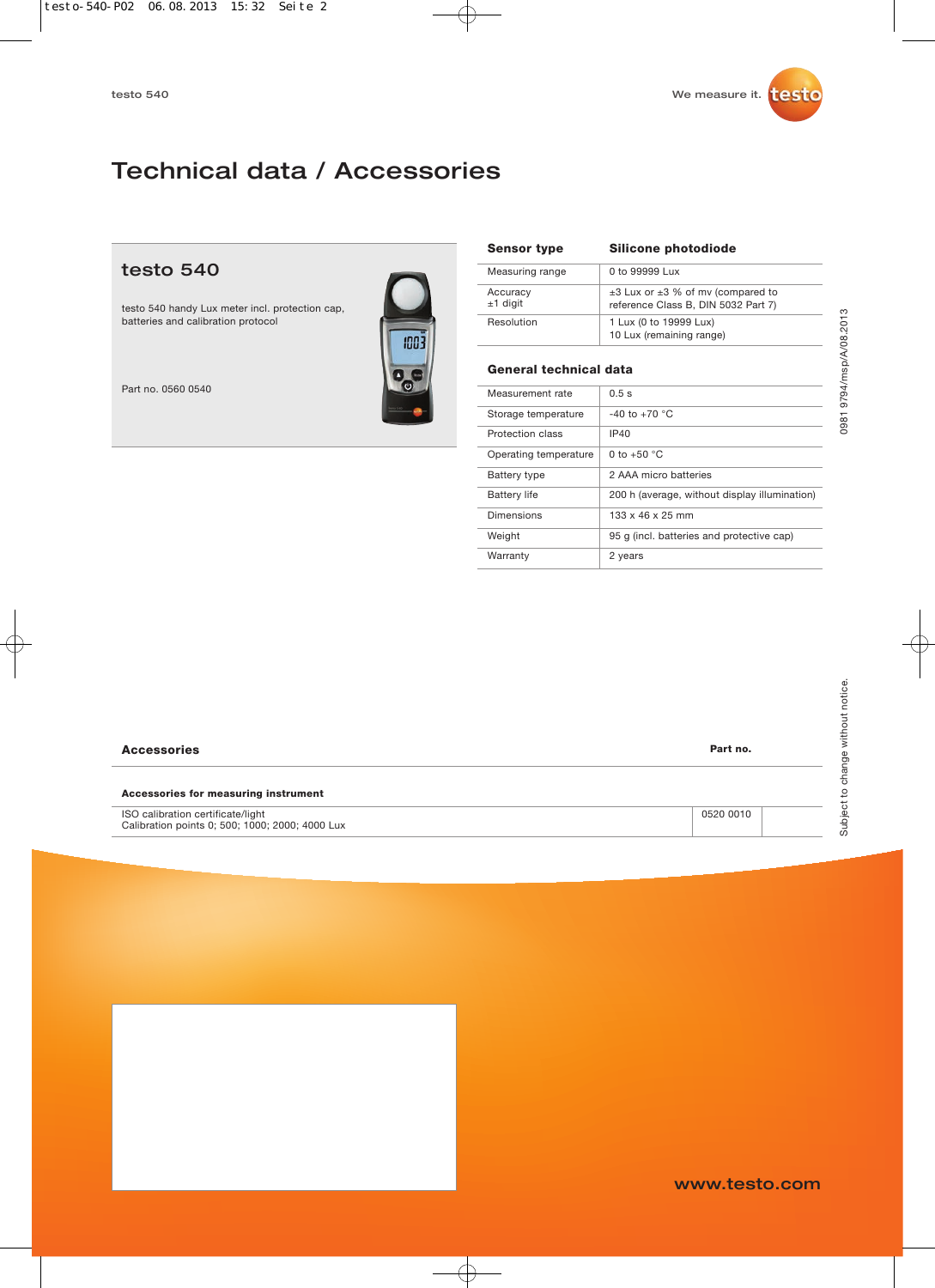# Technical data / Accessories

## testo 540

testo 540 handy Lux meter incl. protection cap, batteries and calibration protocol

Part no. 0560 0540

| Sensor type | Silicone photodiode |
| --- | --- |
| Measuring range | 0 to 99999 Lux |
| Accuracy ±1 digit | ±3 Lux or ±3 % of mv (compared to reference Class B, DIN 5032 Part 7) |
| Resolution | 1 Lux (0 to 19999 Lux)<br>10 Lux (remaining range) |

### General technical data

| | |
| --- | --- |
| Measurement rate | 0.5 s |
| Storage temperature | -40 to +70 °C |
| Protection class | IP40 |
| Operating temperature | 0 to +50 °C |
| Battery type | 2 AAA micro batteries |
| Battery life | 200 h (average, without display illumination) |
| Dimensions | 133 x 46 x 25 mm |
| Weight | 95 g (incl. batteries and protective cap) |
| Warranty | 2 years |

0981 9794/msp/A/08.2013

| Accessories | Part no. |
| --- | --- |
| **Accessories for measuring instrument** | |
| ISO calibration certificate/light<br>Calibration points 0; 500; 1000; 2000; 4000 Lux | 0520 0010 |

Subject to change without notice.

www.testo.com